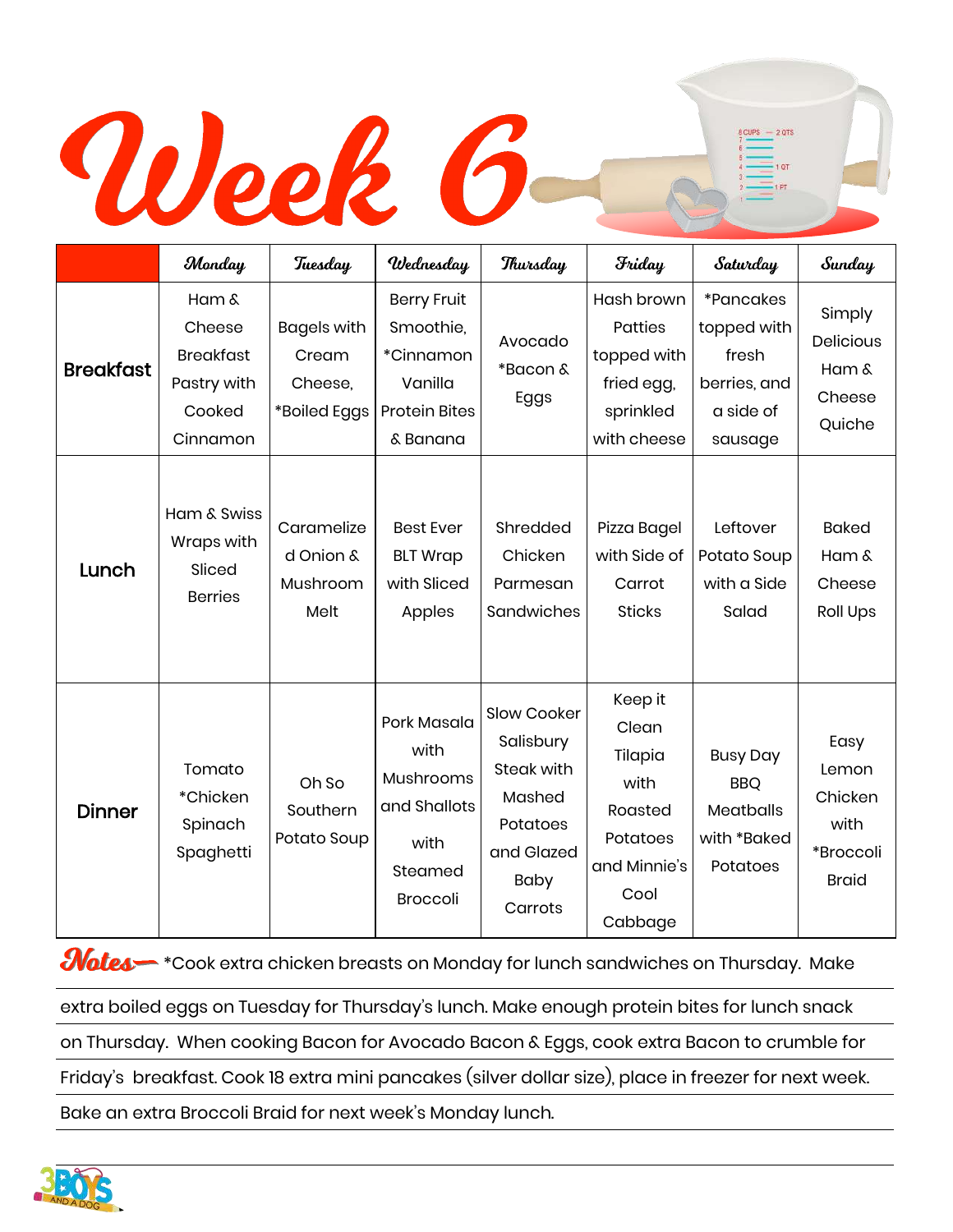# Week 6

| | Monday | Tuesday | Wednesday | Thursday | Friday | Saturday | Sunday |
|---|---|---|---|---|---|---|---|
| **Breakfast** | Ham & Cheese Breakfast Pastry with Cooked Cinnamon | Bagels with Cream Cheese, *Boiled Eggs | Berry Fruit Smoothie, *Cinnamon Vanilla Protein Bites & Banana | Avocado *Bacon & Eggs | Hash brown Patties topped with fried egg, sprinkled with cheese | *Pancakes topped with fresh berries, and a side of sausage | Simply Delicious Ham & Cheese Quiche |
| **Lunch** | Ham & Swiss Wraps with Sliced Berries | Caramelized Onion & Mushroom Melt | Best Ever BLT Wrap with Sliced Apples | Shredded Chicken Parmesan Sandwiches | Pizza Bagel with Side of Carrot Sticks | Leftover Potato Soup with a Side Salad | Baked Ham & Cheese Roll Ups |
| **Dinner** | Tomato *Chicken Spinach Spaghetti | Oh So Southern Potato Soup | Pork Masala with Mushrooms and Shallots with Steamed Broccoli | Slow Cooker Salisbury Steak with Mashed Potatoes and Glazed Baby Carrots | Keep it Clean Tilapia with Roasted Potatoes and Minnie's Cool Cabbage | Busy Day BBQ Meatballs with *Baked Potatoes | Easy Lemon Chicken with *Broccoli Braid |

**Notes—** *Cook extra chicken breasts on Monday for lunch sandwiches on Thursday. Make extra boiled eggs on Tuesday for Thursday's lunch. Make enough protein bites for lunch snack on Thursday. When cooking Bacon for Avocado Bacon & Eggs, cook extra Bacon to crumble for Friday's breakfast. Cook 18 extra mini pancakes (silver dollar size), place in freezer for next week. Bake an extra Broccoli Braid for next week's Monday lunch.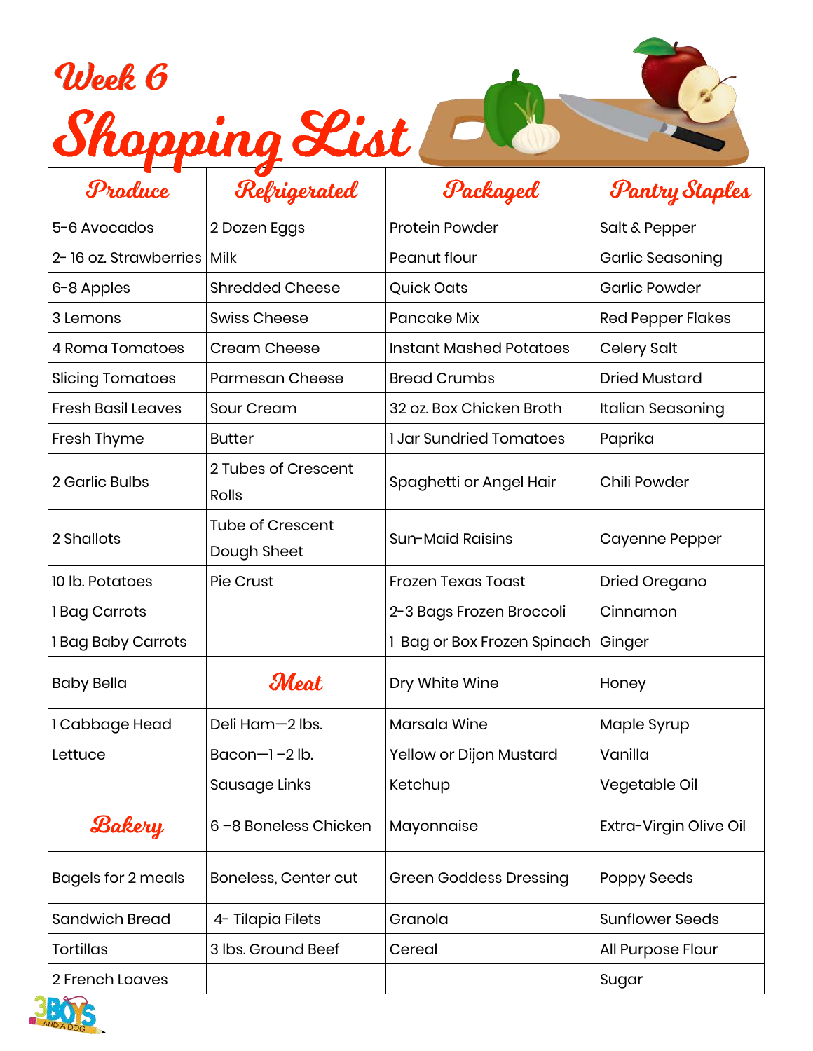# Week 6

# Shopping List

| Produce | Refrigerated | Packaged | Pantry Staples |
|---|---|---|---|
| 5-6 Avocados | 2 Dozen Eggs | Protein Powder | Salt & Pepper |
| 2- 16 oz. Strawberries | Milk | Peanut flour | Garlic Seasoning |
| 6-8 Apples | Shredded Cheese | Quick Oats | Garlic Powder |
| 3 Lemons | Swiss Cheese | Pancake Mix | Red Pepper Flakes |
| 4 Roma Tomatoes | Cream Cheese | Instant Mashed Potatoes | Celery Salt |
| Slicing Tomatoes | Parmesan Cheese | Bread Crumbs | Dried Mustard |
| Fresh Basil Leaves | Sour Cream | 32 oz. Box Chicken Broth | Italian Seasoning |
| Fresh Thyme | Butter | 1 Jar Sundried Tomatoes | Paprika |
| 2 Garlic Bulbs | 2 Tubes of Crescent Rolls | Spaghetti or Angel Hair | Chili Powder |
| 2 Shallots | Tube of Crescent Dough Sheet | Sun-Maid Raisins | Cayenne Pepper |
| 10 lb. Potatoes | Pie Crust | Frozen Texas Toast | Dried Oregano |
| 1 Bag Carrots | | 2-3 Bags Frozen Broccoli | Cinnamon |
| 1 Bag Baby Carrots | | 1 Bag or Box Frozen Spinach | Ginger |
| Baby Bella | **Meat** | Dry White Wine | Honey |
| 1 Cabbage Head | Deli Ham—2 lbs. | Marsala Wine | Maple Syrup |
| Lettuce | Bacon—1 –2 lb. | Yellow or Dijon Mustard | Vanilla |
| | Sausage Links | Ketchup | Vegetable Oil |
| **Bakery** | 6 –8 Boneless Chicken | Mayonnaise | Extra-Virgin Olive Oil |
| Bagels for 2 meals | Boneless, Center cut | Green Goddess Dressing | Poppy Seeds |
| Sandwich Bread | 4- Tilapia Filets | Granola | Sunflower Seeds |
| Tortillas | 3 lbs. Ground Beef | Cereal | All Purpose Flour |
| 2 French Loaves | | | Sugar |